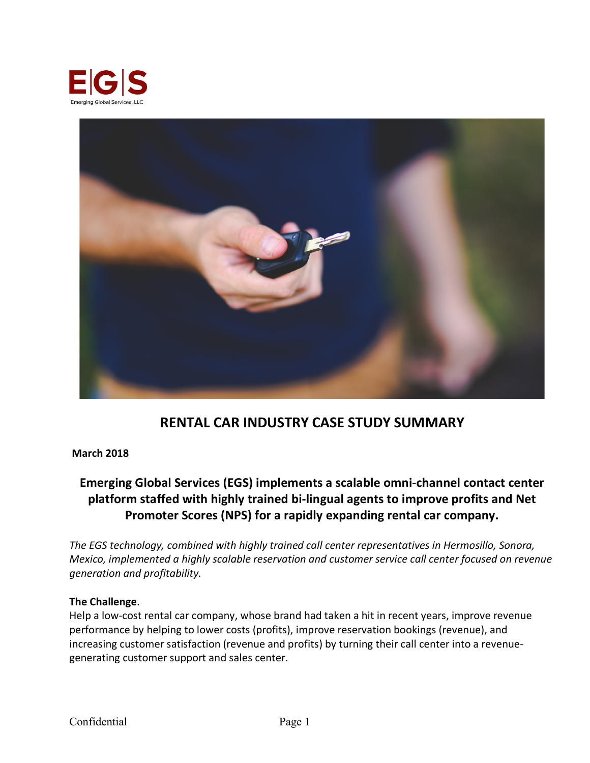E|G|S

Emerging Global Services, LLC

# RENTAL CAR INDUSTRY CASE STUDY SUMMARY

**March 2018**

## Emerging Global Services (EGS) implements a scalable omni-channel contact center platform staffed with highly trained bi-lingual agents to improve profits and Net Promoter Scores (NPS) for a rapidly expanding rental car company.

*The EGS technology, combined with highly trained call center representatives in Hermosillo, Sonora, Mexico, implemented a highly scalable reservation and customer service call center focused on revenue generation and profitability.*

**The Challenge**.

Help a low-cost rental car company, whose brand had taken a hit in recent years, improve revenue performance by helping to lower costs (profits), improve reservation bookings (revenue), and increasing customer satisfaction (revenue and profits) by turning their call center into a revenue-generating customer support and sales center.

Confidential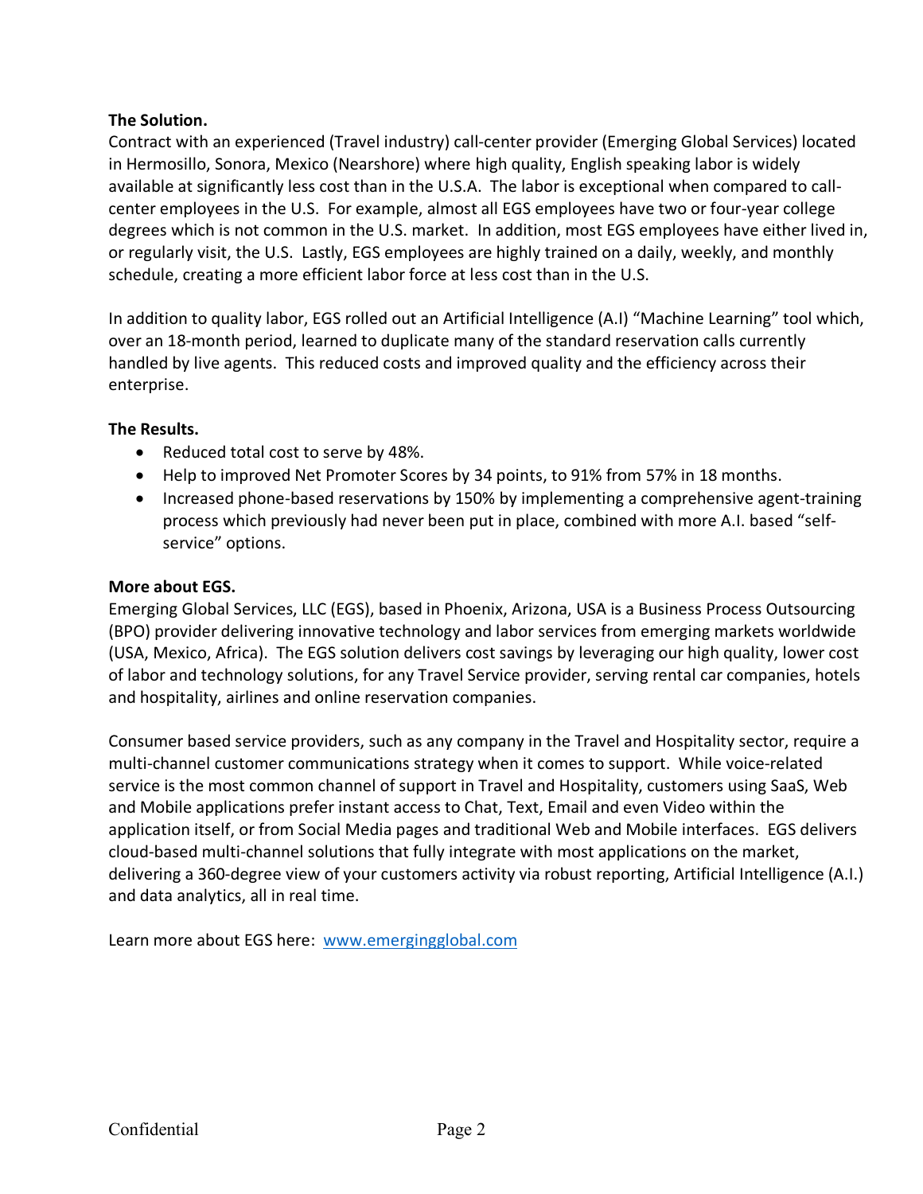**The Solution.**

Contract with an experienced (Travel industry) call-center provider (Emerging Global Services) located in Hermosillo, Sonora, Mexico (Nearshore) where high quality, English speaking labor is widely available at significantly less cost than in the U.S.A. The labor is exceptional when compared to call-center employees in the U.S. For example, almost all EGS employees have two or four-year college degrees which is not common in the U.S. market. In addition, most EGS employees have either lived in, or regularly visit, the U.S. Lastly, EGS employees are highly trained on a daily, weekly, and monthly schedule, creating a more efficient labor force at less cost than in the U.S.

In addition to quality labor, EGS rolled out an Artificial Intelligence (A.I) "Machine Learning" tool which, over an 18-month period, learned to duplicate many of the standard reservation calls currently handled by live agents. This reduced costs and improved quality and the efficiency across their enterprise.

**The Results.**

- Reduced total cost to serve by 48%.
- Help to improved Net Promoter Scores by 34 points, to 91% from 57% in 18 months.
- Increased phone-based reservations by 150% by implementing a comprehensive agent-training process which previously had never been put in place, combined with more A.I. based "self-service" options.

**More about EGS.**

Emerging Global Services, LLC (EGS), based in Phoenix, Arizona, USA is a Business Process Outsourcing (BPO) provider delivering innovative technology and labor services from emerging markets worldwide (USA, Mexico, Africa). The EGS solution delivers cost savings by leveraging our high quality, lower cost of labor and technology solutions, for any Travel Service provider, serving rental car companies, hotels and hospitality, airlines and online reservation companies.

Consumer based service providers, such as any company in the Travel and Hospitality sector, require a multi-channel customer communications strategy when it comes to support. While voice-related service is the most common channel of support in Travel and Hospitality, customers using SaaS, Web and Mobile applications prefer instant access to Chat, Text, Email and even Video within the application itself, or from Social Media pages and traditional Web and Mobile interfaces. EGS delivers cloud-based multi-channel solutions that fully integrate with most applications on the market, delivering a 360-degree view of your customers activity via robust reporting, Artificial Intelligence (A.I.) and data analytics, all in real time.

Learn more about EGS here: [www.emergingglobal.com](http://www.emergingglobal.com)

Confidential